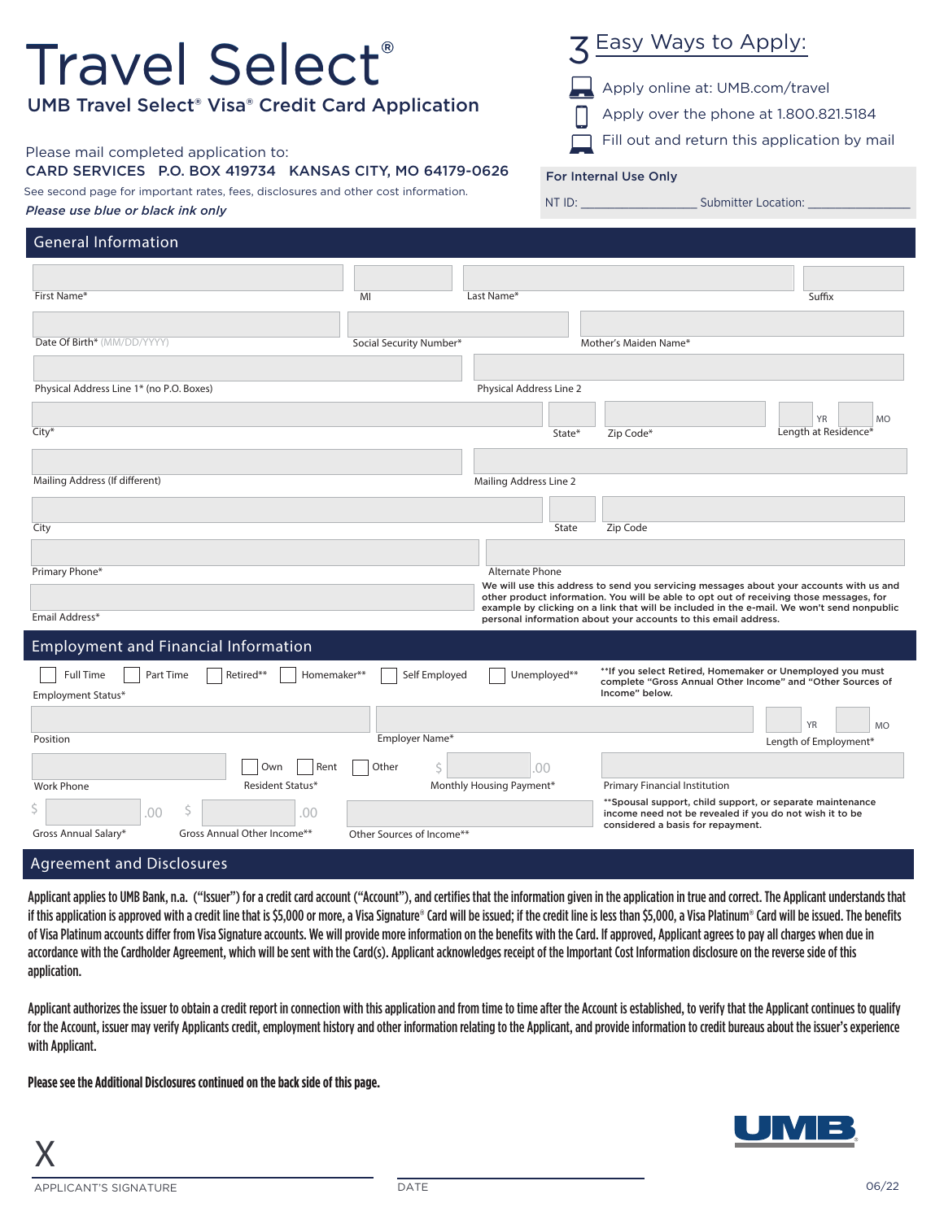# Travel Select®

## UMB Travel Select® Visa® Credit Card Application

Please mail completed application to:
**CARD SERVICES P.O. BOX 419734 KANSAS CITY, MO 64179-0626**

See second page for important rates, fees, disclosures and other cost information.

*Please use blue or black ink only*

## 3 Easy Ways to Apply:

- Apply online at: UMB.com/travel
- Apply over the phone at 1.800.821.5184
- Fill out and return this application by mail

**For Internal Use Only**

NT ID: ________________ Submitter Location: ______________

## General Information

First Name* | MI | Last Name* | Suffix

Date Of Birth* (MM/DD/YYYY) | Social Security Number* | Mother's Maiden Name*

Physical Address Line 1* (no P.O. Boxes) | Physical Address Line 2

City* | State* | Zip Code* | Length at Residence* YR MO

Mailing Address (If different) | Mailing Address Line 2

City | State | Zip Code

Primary Phone* | Alternate Phone

Email Address*

We will use this address to send you servicing messages about your accounts with us and other product information. You will be able to opt out of receiving those messages, for example by clicking on a link that will be included in the e-mail. We won't send nonpublic personal information about your accounts to this email address.

## Employment and Financial Information

Employment Status*: ☐ Full Time ☐ Part Time ☐ Retired** ☐ Homemaker** ☐ Self Employed ☐ Unemployed**

**If you select Retired, Homemaker or Unemployed you must complete "Gross Annual Other Income" and "Other Sources of Income" below.

Position | Employer Name* | Length of Employment* YR MO

Work Phone | Resident Status*: ☐ Own ☐ Rent ☐ Other | Monthly Housing Payment* $ .00 | Primary Financial Institution

Gross Annual Salary* $ .00 | Gross Annual Other Income** $ .00 | Other Sources of Income**

**Spousal support, child support, or separate maintenance income need not be revealed if you do not wish it to be considered a basis for repayment.

## Agreement and Disclosures

Applicant applies to UMB Bank, n.a. ("Issuer") for a credit card account ("Account"), and certifies that the information given in the application in true and correct. The Applicant understands that if this application is approved with a credit line that is $5,000 or more, a Visa Signature® Card will be issued; if the credit line is less than $5,000, a Visa Platinum® Card will be issued. The benefits of Visa Platinum accounts differ from Visa Signature accounts. We will provide more information on the benefits with the Card. If approved, Applicant agrees to pay all charges when due in accordance with the Cardholder Agreement, which will be sent with the Card(s). Applicant acknowledges receipt of the Important Cost Information disclosure on the reverse side of this application.

Applicant authorizes the issuer to obtain a credit report in connection with this application and from time to time after the Account is established, to verify that the Applicant continues to qualify for the Account, issuer may verify Applicants credit, employment history and other information relating to the Applicant, and provide information to credit bureaus about the issuer's experience with Applicant.

**Please see the Additional Disclosures continued on the back side of this page.**

X ______________________________ ______________________________

APPLICANT'S SIGNATURE DATE

UMB

06/22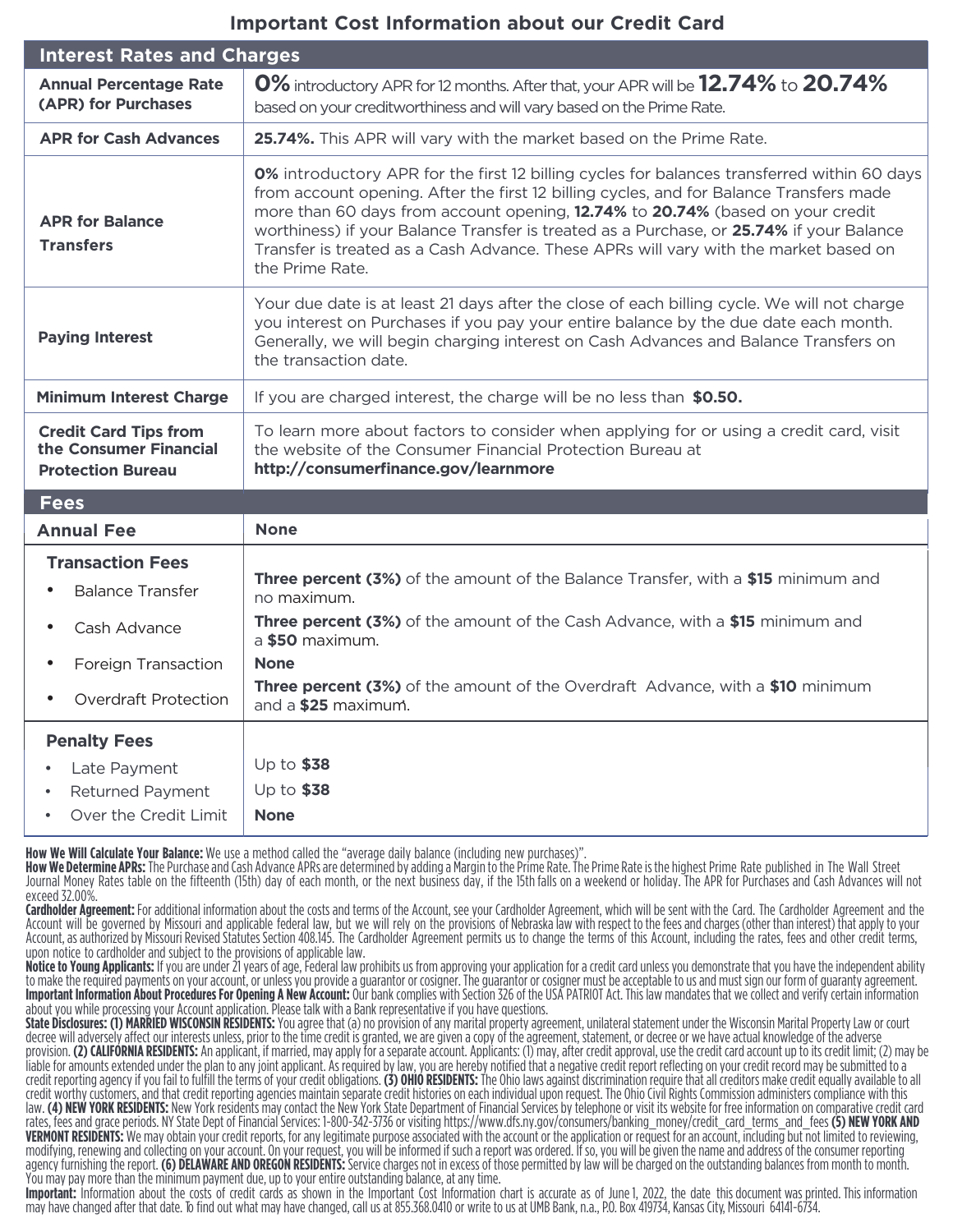# Important Cost Information about our Credit Card

| | |
|---|---|
| **Interest Rates and Charges** | |
| **Annual Percentage Rate (APR) for Purchases** | **0%** introductory APR for 12 months. After that, your APR will be **12.74%** to **20.74%** based on your creditworthiness and will vary based on the Prime Rate. |
| **APR for Cash Advances** | **25.74%.** This APR will vary with the market based on the Prime Rate. |
| **APR for Balance Transfers** | **0%** introductory APR for the first 12 billing cycles for balances transferred within 60 days from account opening. After the first 12 billing cycles, and for Balance Transfers made more than 60 days from account opening, **12.74%** to **20.74%** (based on your credit worthiness) if your Balance Transfer is treated as a Purchase, or **25.74%** if your Balance Transfer is treated as a Cash Advance. These APRs will vary with the market based on the Prime Rate. |
| **Paying Interest** | Your due date is at least 21 days after the close of each billing cycle. We will not charge you interest on Purchases if you pay your entire balance by the due date each month. Generally, we will begin charging interest on Cash Advances and Balance Transfers on the transaction date. |
| **Minimum Interest Charge** | If you are charged interest, the charge will be no less than **$0.50.** |
| **Credit Card Tips from the Consumer Financial Protection Bureau** | To learn more about factors to consider when applying for or using a credit card, visit the website of the Consumer Financial Protection Bureau at **http://consumerfinance.gov/learnmore** |
| **Fees** | |
| **Annual Fee** | **None** |
| **Transaction Fees** | |
| • Balance Transfer | **Three percent (3%)** of the amount of the Balance Transfer, with a **$15** minimum and no maximum. |
| • Cash Advance | **Three percent (3%)** of the amount of the Cash Advance, with a **$15** minimum and a **$50** maximum. |
| • Foreign Transaction | **None** |
| • Overdraft Protection | **Three percent (3%)** of the amount of the Overdraft Advance, with a **$10** minimum and a **$25** maximum. |
| **Penalty Fees** | |
| • Late Payment | Up to **$38** |
| • Returned Payment | Up to **$38** |
| • Over the Credit Limit | **None** |

**How We Will Calculate Your Balance:** We use a method called the "average daily balance (including new purchases)".

**How We Determine APRs:** The Purchase and Cash Advance APRs are determined by adding a Margin to the Prime Rate. The Prime Rate is the highest Prime Rate published in The Wall Street Journal Money Rates table on the fifteenth (15th) day of each month, or the next business day, if the 15th falls on a weekend or holiday. The APR for Purchases and Cash Advances will not exceed 32.00%.

**Cardholder Agreement:** For additional information about the costs and terms of the Account, see your Cardholder Agreement, which will be sent with the Card. The Cardholder Agreement and the Account will be governed by Missouri and applicable federal law, but we will rely on the provisions of Nebraska law with respect to the fees and charges (other than interest) that apply to your Account, as authorized by Missouri Revised Statutes Section 408.145. The Cardholder Agreement permits us to change the terms of this Account, including the rates, fees and other credit terms, upon notice to cardholder and subject to the provisions of applicable law.

**Notice to Young Applicants:** If you are under 21 years of age, Federal law prohibits us from approving your application for a credit card unless you demonstrate that you have the independent ability to make the required payments on your account, or unless you provide a guarantor or cosigner. The guarantor or cosigner must be acceptable to us and must sign our form of guaranty agreement.

**Important Information About Procedures For Opening A New Account:** Our bank complies with Section 326 of the USA PATRIOT Act. This law mandates that we collect and verify certain information about you while processing your Account application. Please talk with a Bank representative if you have questions.

**State Disclosures: (1) MARRIED WISCONSIN RESIDENTS:** You agree that (a) no provision of any marital property agreement, unilateral statement under the Wisconsin Marital Property Law or court decree will adversely affect our interests unless, prior to the time credit is granted, we are given a copy of the agreement, statement, or decree or we have actual knowledge of the adverse provision. **(2) CALIFORNIA RESIDENTS:** An applicant, if married, may apply for a separate account. Applicants: (1) may, after credit approval, use the credit card account up to its credit limit; (2) may be liable for amounts extended under the plan to any joint applicant. As required by law, you are hereby notified that a negative credit report reflecting on your credit record may be submitted to a credit reporting agency if you fail to fulfill the terms of your credit obligations. **(3) OHIO RESIDENTS:** The Ohio laws against discrimination require that all creditors make credit equally available to all credit worthy customers, and that credit reporting agencies maintain separate credit histories on each individual upon request. The Ohio Civil Rights Commission administers compliance with this law. **(4) NEW YORK RESIDENTS:** New York residents may contact the New York State Department of Financial Services by telephone or visit its website for free information on comparative credit card rates, fees and grace periods. NY State Dept of Financial Services: 1-800-342-3736 or visiting https://www.dfs.ny.gov/consumers/banking_money/credit_card_terms_and_fees **(5) NEW YORK AND VERMONT RESIDENTS:** We may obtain your credit reports, for any legitimate purpose associated with the account or the application or request for an account, including but not limited to reviewing, modifying, renewing and collecting on your account. On your request, you will be informed if such a report was ordered. If so, you will be given the name and address of the consumer reporting agency furnishing the report. **(6) DELAWARE AND OREGON RESIDENTS:** Service charges not in excess of those permitted by law will be charged on the outstanding balances from month to month. You may pay more than the minimum payment due, up to your entire outstanding balance, at any time.

**Important:** Information about the costs of credit cards as shown in the Important Cost Information chart is accurate as of June 1, 2022, the date this document was printed. This information may have changed after that date. To find out what may have changed, call us at 855.368.0410 or write to us at UMB Bank, n.a., P.O. Box 419734, Kansas City, Missouri 64141-6734.